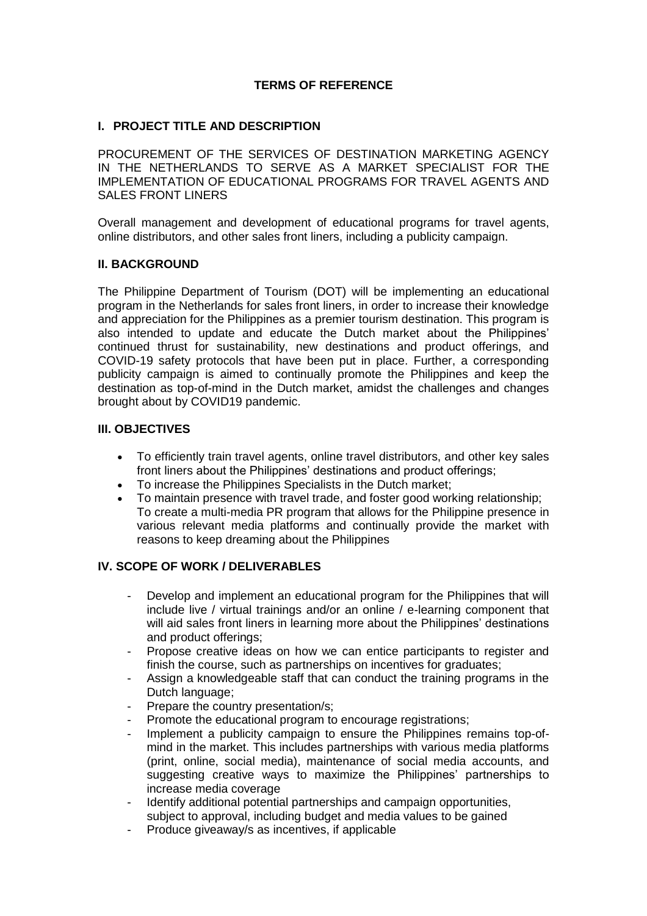# TERMS OF REFERENCE

## I. PROJECT TITLE AND DESCRIPTION

PROCUREMENT OF THE SERVICES OF DESTINATION MARKETING AGENCY IN THE NETHERLANDS TO SERVE AS A MARKET SPECIALIST FOR THE IMPLEMENTATION OF EDUCATIONAL PROGRAMS FOR TRAVEL AGENTS AND SALES FRONT LINERS

Overall management and development of educational programs for travel agents, online distributors, and other sales front liners, including a publicity campaign.

## II. BACKGROUND

The Philippine Department of Tourism (DOT) will be implementing an educational program in the Netherlands for sales front liners, in order to increase their knowledge and appreciation for the Philippines as a premier tourism destination. This program is also intended to update and educate the Dutch market about the Philippines' continued thrust for sustainability, new destinations and product offerings, and COVID-19 safety protocols that have been put in place. Further, a corresponding publicity campaign is aimed to continually promote the Philippines and keep the destination as top-of-mind in the Dutch market, amidst the challenges and changes brought about by COVID19 pandemic.

## III. OBJECTIVES

- To efficiently train travel agents, online travel distributors, and other key sales front liners about the Philippines' destinations and product offerings;
- To increase the Philippines Specialists in the Dutch market;
- To maintain presence with travel trade, and foster good working relationship; To create a multi-media PR program that allows for the Philippine presence in various relevant media platforms and continually provide the market with reasons to keep dreaming about the Philippines

## IV. SCOPE OF WORK / DELIVERABLES

- Develop and implement an educational program for the Philippines that will include live / virtual trainings and/or an online / e-learning component that will aid sales front liners in learning more about the Philippines' destinations and product offerings;
- Propose creative ideas on how we can entice participants to register and finish the course, such as partnerships on incentives for graduates;
- Assign a knowledgeable staff that can conduct the training programs in the Dutch language;
- Prepare the country presentation/s;
- Promote the educational program to encourage registrations;
- Implement a publicity campaign to ensure the Philippines remains top-of-mind in the market. This includes partnerships with various media platforms (print, online, social media), maintenance of social media accounts, and suggesting creative ways to maximize the Philippines' partnerships to increase media coverage
- Identify additional potential partnerships and campaign opportunities, subject to approval, including budget and media values to be gained
- Produce giveaway/s as incentives, if applicable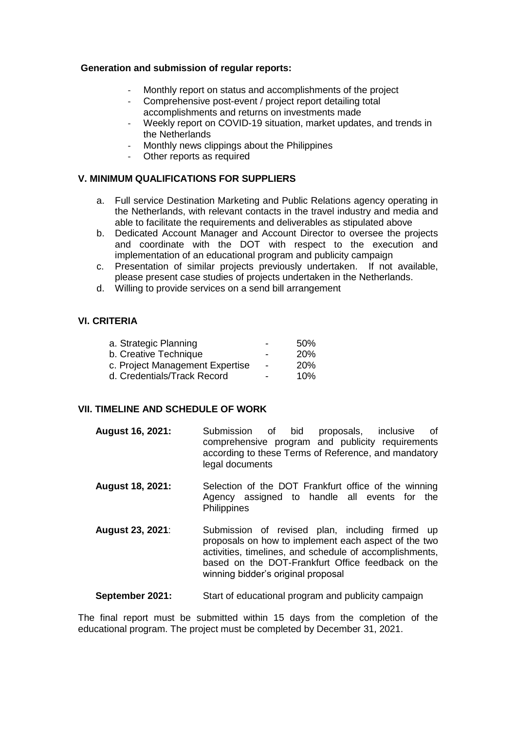**Generation and submission of regular reports:**

- Monthly report on status and accomplishments of the project
- Comprehensive post-event / project report detailing total accomplishments and returns on investments made
- Weekly report on COVID-19 situation, market updates, and trends in the Netherlands
- Monthly news clippings about the Philippines
- Other reports as required

## V. MINIMUM QUALIFICATIONS FOR SUPPLIERS

a. Full service Destination Marketing and Public Relations agency operating in the Netherlands, with relevant contacts in the travel industry and media and able to facilitate the requirements and deliverables as stipulated above
b. Dedicated Account Manager and Account Director to oversee the projects and coordinate with the DOT with respect to the execution and implementation of an educational program and publicity campaign
c. Presentation of similar projects previously undertaken. If not available, please present case studies of projects undertaken in the Netherlands.
d. Willing to provide services on a send bill arrangement

## VI. CRITERIA

| | | |
|---|---|---|
| a. Strategic Planning | - | 50% |
| b. Creative Technique | - | 20% |
| c. Project Management Expertise | - | 20% |
| d. Credentials/Track Record | - | 10% |

## VII. TIMELINE AND SCHEDULE OF WORK

**August 16, 2021:** Submission of bid proposals, inclusive of comprehensive program and publicity requirements according to these Terms of Reference, and mandatory legal documents

**August 18, 2021:** Selection of the DOT Frankfurt office of the winning Agency assigned to handle all events for the Philippines

**August 23, 2021**: Submission of revised plan, including firmed up proposals on how to implement each aspect of the two activities, timelines, and schedule of accomplishments, based on the DOT-Frankfurt Office feedback on the winning bidder's original proposal

**September 2021:** Start of educational program and publicity campaign

The final report must be submitted within 15 days from the completion of the educational program. The project must be completed by December 31, 2021.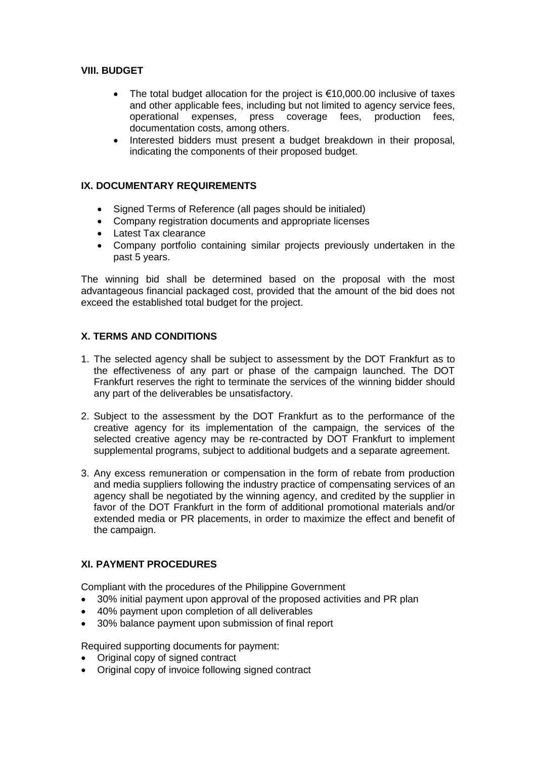## VIII. BUDGET

- The total budget allocation for the project is €10,000.00 inclusive of taxes and other applicable fees, including but not limited to agency service fees, operational expenses, press coverage fees, production fees, documentation costs, among others.
- Interested bidders must present a budget breakdown in their proposal, indicating the components of their proposed budget.

## IX. DOCUMENTARY REQUIREMENTS

- Signed Terms of Reference (all pages should be initialed)
- Company registration documents and appropriate licenses
- Latest Tax clearance
- Company portfolio containing similar projects previously undertaken in the past 5 years.

The winning bid shall be determined based on the proposal with the most advantageous financial packaged cost, provided that the amount of the bid does not exceed the established total budget for the project.

## X. TERMS AND CONDITIONS

1. The selected agency shall be subject to assessment by the DOT Frankfurt as to the effectiveness of any part or phase of the campaign launched. The DOT Frankfurt reserves the right to terminate the services of the winning bidder should any part of the deliverables be unsatisfactory.

2. Subject to the assessment by the DOT Frankfurt as to the performance of the creative agency for its implementation of the campaign, the services of the selected creative agency may be re-contracted by DOT Frankfurt to implement supplemental programs, subject to additional budgets and a separate agreement.

3. Any excess remuneration or compensation in the form of rebate from production and media suppliers following the industry practice of compensating services of an agency shall be negotiated by the winning agency, and credited by the supplier in favor of the DOT Frankfurt in the form of additional promotional materials and/or extended media or PR placements, in order to maximize the effect and benefit of the campaign.

## XI. PAYMENT PROCEDURES

Compliant with the procedures of the Philippine Government

- 30% initial payment upon approval of the proposed activities and PR plan
- 40% payment upon completion of all deliverables
- 30% balance payment upon submission of final report

Required supporting documents for payment:

- Original copy of signed contract
- Original copy of invoice following signed contract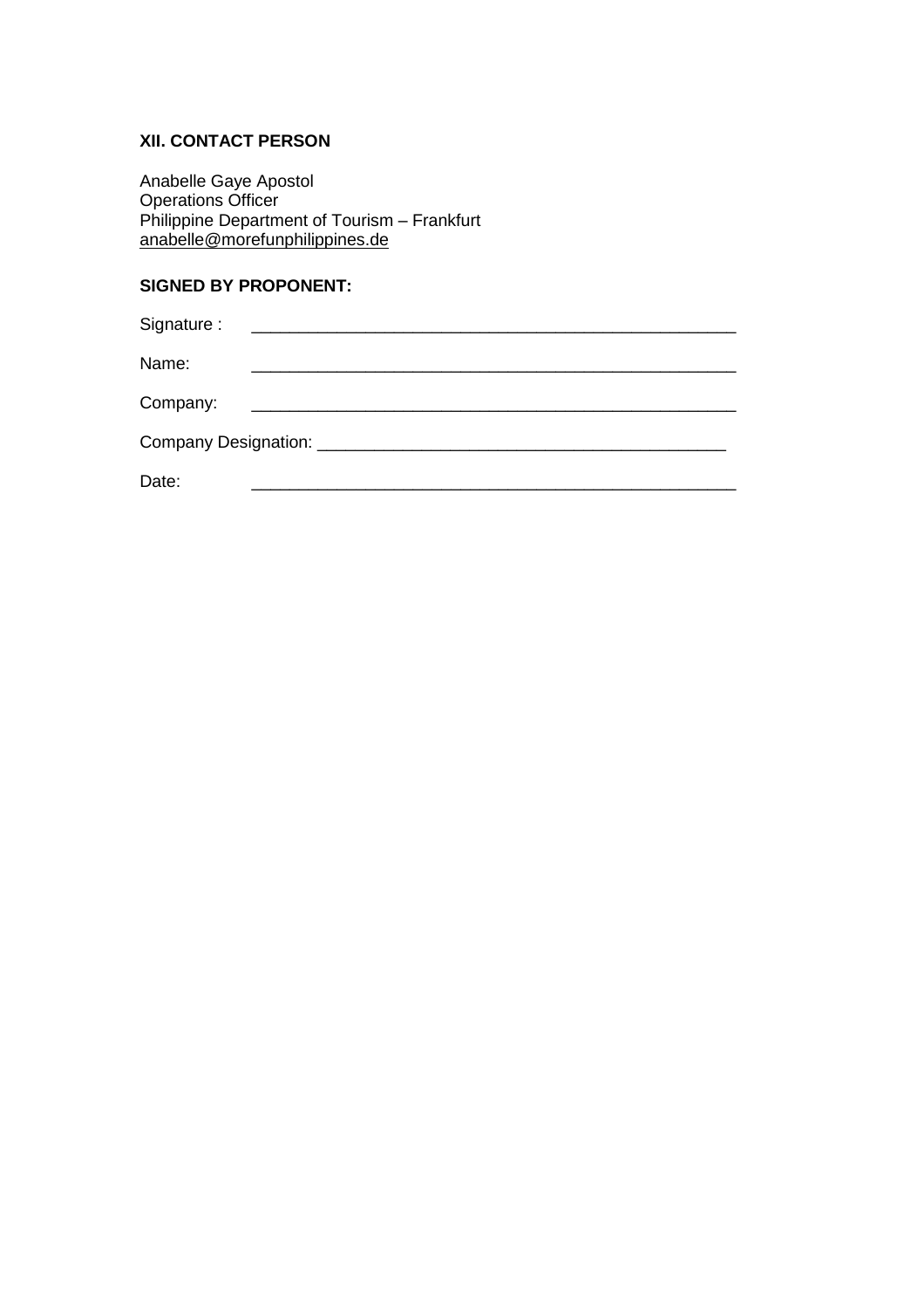## XII. CONTACT PERSON

Anabelle Gaye Apostol
Operations Officer
Philippine Department of Tourism – Frankfurt
anabelle@morefunphilippines.de

## SIGNED BY PROPONENT:

Signature : ____________________________________________________

Name: ____________________________________________________

Company: ____________________________________________________

Company Designation: ___________________________________________

Date: ____________________________________________________